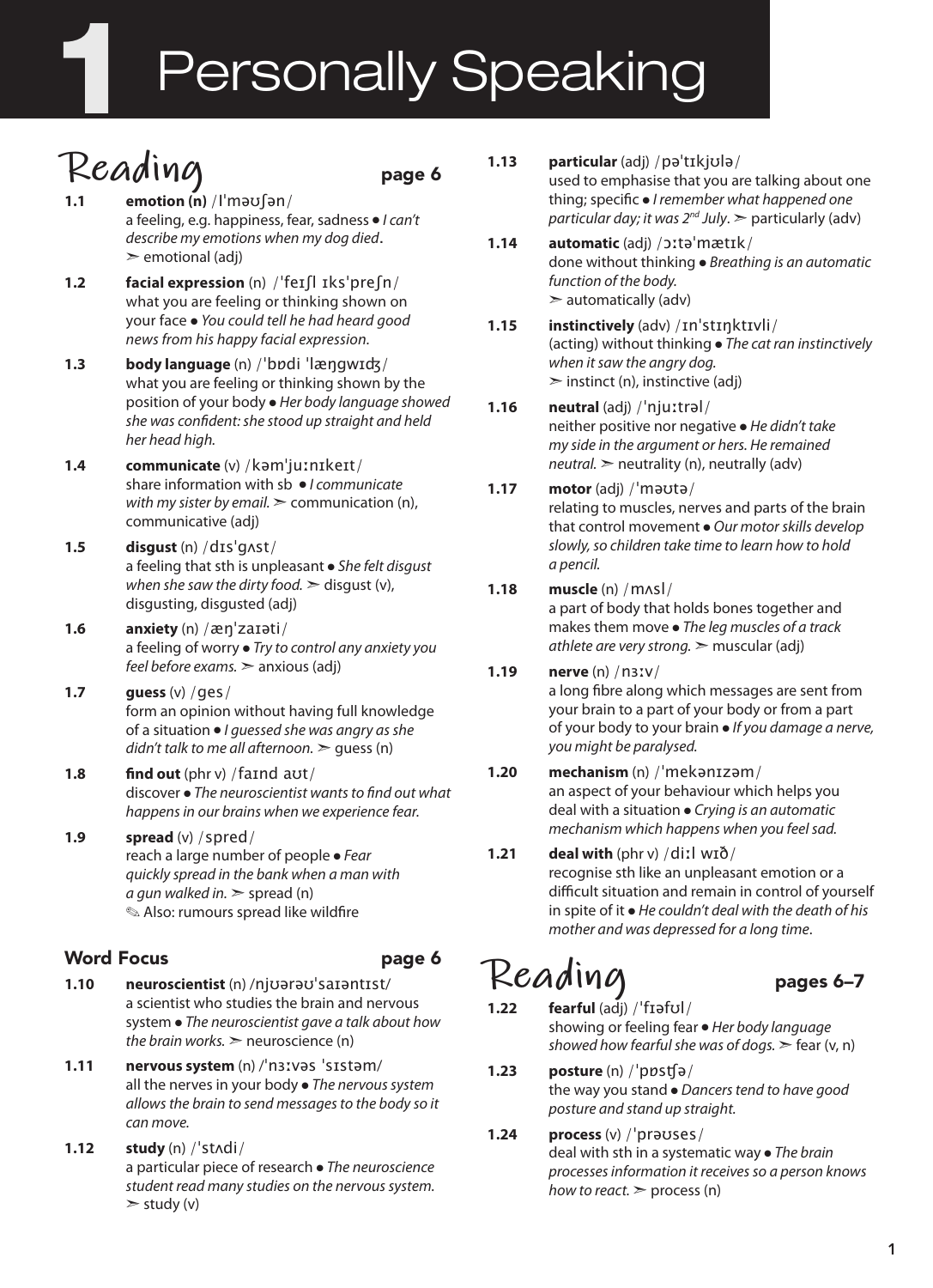# 1 Personally Speaking

## Reading page 6

**1.1** **emotion (n)** /ɪˈməʊʃən/
a feeling, e.g. happiness, fear, sadness ● *I can't describe my emotions when my dog died.*
➣ emotional (adj)

**1.2** **facial expression** (n) /ˈfeɪʃl ɪksˈpreʃn/
what you are feeling or thinking shown on your face ● *You could tell he had heard good news from his happy facial expression.*

**1.3** **body language** (n) /ˈbɒdi ˈlæŋgwɪʤ/
what you are feeling or thinking shown by the position of your body ● *Her body language showed she was confident: she stood up straight and held her head high.*

**1.4** **communicate** (v) /kəmˈjuːnɪkeɪt/
share information with sb ● *I communicate with my sister by email.* ➣ communication (n), communicative (adj)

**1.5** **disgust** (n) /dɪsˈgʌst/
a feeling that sth is unpleasant ● *She felt disgust when she saw the dirty food.* ➣ disgust (v), disgusting, disgusted (adj)

**1.6** **anxiety** (n) /æŋˈzaɪəti/
a feeling of worry ● *Try to control any anxiety you feel before exams.* ➣ anxious (adj)

**1.7** **guess** (v) /ges/
form an opinion without having full knowledge of a situation ● *I guessed she was angry as she didn't talk to me all afternoon.* ➣ guess (n)

**1.8** **find out** (phr v) /faɪnd aʊt/
discover ● *The neuroscientist wants to find out what happens in our brains when we experience fear.*

**1.9** **spread** (v) /spred/
reach a large number of people ● *Fear quickly spread in the bank when a man with a gun walked in.* ➣ spread (n)
✎ Also: rumours spread like wildfire

### Word Focus page 6

**1.10** **neuroscientist** (n) /njʊərəʊˈsaɪəntɪst/
a scientist who studies the brain and nervous system ● *The neuroscientist gave a talk about how the brain works.* ➣ neuroscience (n)

**1.11** **nervous system** (n) /ˈnɜːvəs ˈsɪstəm/
all the nerves in your body ● *The nervous system allows the brain to send messages to the body so it can move.*

**1.12** **study** (n) /ˈstʌdi/
a particular piece of research ● *The neuroscience student read many studies on the nervous system.*
➣ study (v)

**1.13** **particular** (adj) /pəˈtɪkjʊlə/
used to emphasise that you are talking about one thing; specific ● *I remember what happened one particular day; it was 2nd July.* ➣ particularly (adv)

**1.14** **automatic** (adj) /ɔːtəˈmætɪk/
done without thinking ● *Breathing is an automatic function of the body.*
➣ automatically (adv)

**1.15** **instinctively** (adv) /ɪnˈstɪŋktɪvli/
(acting) without thinking ● *The cat ran instinctively when it saw the angry dog.*
➣ instinct (n), instinctive (adj)

**1.16** **neutral** (adj) /ˈnjuːtrəl/
neither positive nor negative ● *He didn't take my side in the argument or hers. He remained neutral.* ➣ neutrality (n), neutrally (adv)

**1.17** **motor** (adj) /ˈməʊtə/
relating to muscles, nerves and parts of the brain that control movement ● *Our motor skills develop slowly, so children take time to learn how to hold a pencil.*

**1.18** **muscle** (n) /mʌsl/
a part of body that holds bones together and makes them move ● *The leg muscles of a track athlete are very strong.* ➣ muscular (adj)

**1.19** **nerve** (n) /nɜːv/
a long fibre along which messages are sent from your brain to a part of your body or from a part of your body to your brain ● *If you damage a nerve, you might be paralysed.*

**1.20** **mechanism** (n) /ˈmekənɪzəm/
an aspect of your behaviour which helps you deal with a situation ● *Crying is an automatic mechanism which happens when you feel sad.*

**1.21** **deal with** (phr v) /diːl wɪð/
recognise sth like an unpleasant emotion or a difficult situation and remain in control of yourself in spite of it ● *He couldn't deal with the death of his mother and was depressed for a long time.*

## Reading pages 6–7

**1.22** **fearful** (adj) /ˈfɪəfʊl/
showing or feeling fear ● *Her body language showed how fearful she was of dogs.* ➣ fear (v, n)

**1.23** **posture** (n) /ˈpɒstʃə/
the way you stand ● *Dancers tend to have good posture and stand up straight.*

**1.24** **process** (v) /ˈprəʊses/
deal with sth in a systematic way ● *The brain processes information it receives so a person knows how to react.* ➣ process (n)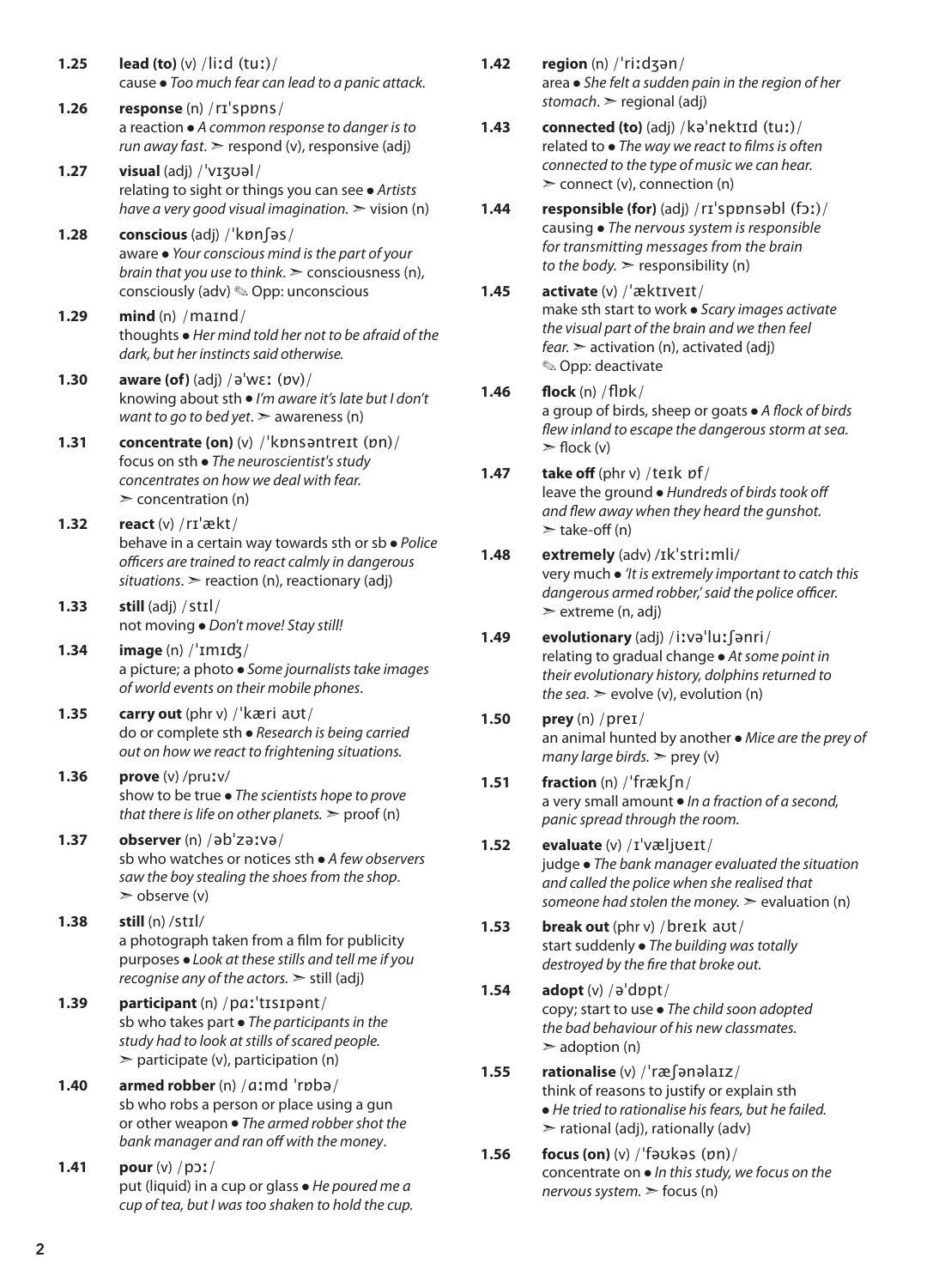**1.25** **lead (to)** (v) /liːd (tuː)/
cause ● *Too much fear can lead to a panic attack.*

**1.26** **response** (n) /rɪˈspɒns/
a reaction ● *A common response to danger is to run away fast.* ➢ respond (v), responsive (adj)

**1.27** **visual** (adj) /ˈvɪʒʊəl/
relating to sight or things you can see ● *Artists have a very good visual imagination.* ➢ vision (n)

**1.28** **conscious** (adj) /ˈkɒnʃəs/
aware ● *Your conscious mind is the part of your brain that you use to think.* ➢ consciousness (n), consciously (adv) ✎ Opp: unconscious

**1.29** **mind** (n) /maɪnd/
thoughts ● *Her mind told her not to be afraid of the dark, but her instincts said otherwise.*

**1.30** **aware (of)** (adj) /əˈwɛː (ɒv)/
knowing about sth ● *I'm aware it's late but I don't want to go to bed yet.* ➢ awareness (n)

**1.31** **concentrate (on)** (v) /ˈkɒnsəntreɪt (ɒn)/
focus on sth ● *The neuroscientist's study concentrates on how we deal with fear.*
➢ concentration (n)

**1.32** **react** (v) /rɪˈækt/
behave in a certain way towards sth or sb ● *Police officers are trained to react calmly in dangerous situations.* ➢ reaction (n), reactionary (adj)

**1.33** **still** (adj) /stɪl/
not moving ● *Don't move! Stay still!*

**1.34** **image** (n) /ˈɪmɪʤ/
a picture; a photo ● *Some journalists take images of world events on their mobile phones.*

**1.35** **carry out** (phr v) /ˈkæri aʊt/
do or complete sth ● *Research is being carried out on how we react to frightening situations.*

**1.36** **prove** (v) /pruːv/
show to be true ● *The scientists hope to prove that there is life on other planets.* ➢ proof (n)

**1.37** **observer** (n) /əbˈzəːvə/
sb who watches or notices sth ● *A few observers saw the boy stealing the shoes from the shop.*
➢ observe (v)

**1.38** **still** (n) /stɪl/
a photograph taken from a film for publicity purposes ● *Look at these stills and tell me if you recognise any of the actors.* ➢ still (adj)

**1.39** **participant** (n) /pɑːˈtɪsɪpənt/
sb who takes part ● *The participants in the study had to look at stills of scared people.*
➢ participate (v), participation (n)

**1.40** **armed robber** (n) /ɑːmd ˈrɒbə/
sb who robs a person or place using a gun or other weapon ● *The armed robber shot the bank manager and ran off with the money.*

**1.41** **pour** (v) /pɔː/
put (liquid) in a cup or glass ● *He poured me a cup of tea, but I was too shaken to hold the cup.*

**1.42** **region** (n) /ˈriːdʒən/
area ● *She felt a sudden pain in the region of her stomach.* ➢ regional (adj)

**1.43** **connected (to)** (adj) /kəˈnektɪd (tuː)/
related to ● *The way we react to films is often connected to the type of music we can hear.*
➢ connect (v), connection (n)

**1.44** **responsible (for)** (adj) /rɪˈspɒnsəbl (fɔː)/
causing ● *The nervous system is responsible for transmitting messages from the brain to the body.* ➢ responsibility (n)

**1.45** **activate** (v) /ˈæktɪveɪt/
make sth start to work ● *Scary images activate the visual part of the brain and we then feel fear.* ➢ activation (n), activated (adj)
✎ Opp: deactivate

**1.46** **flock** (n) /flɒk/
a group of birds, sheep or goats ● *A flock of birds flew inland to escape the dangerous storm at sea.*
➢ flock (v)

**1.47** **take off** (phr v) /teɪk ɒf/
leave the ground ● *Hundreds of birds took off and flew away when they heard the gunshot.*
➢ take-off (n)

**1.48** **extremely** (adv) /ɪkˈstriːmli/
very much ● *'It is extremely important to catch this dangerous armed robber,' said the police officer.*
➢ extreme (n, adj)

**1.49** **evolutionary** (adj) /iːvəˈluːʃənri/
relating to gradual change ● *At some point in their evolutionary history, dolphins returned to the sea.* ➢ evolve (v), evolution (n)

**1.50** **prey** (n) /preɪ/
an animal hunted by another ● *Mice are the prey of many large birds.* ➢ prey (v)

**1.51** **fraction** (n) /ˈfrækʃn/
a very small amount ● *In a fraction of a second, panic spread through the room.*

**1.52** **evaluate** (v) /ɪˈvæljʊeɪt/
judge ● *The bank manager evaluated the situation and called the police when she realised that someone had stolen the money.* ➢ evaluation (n)

**1.53** **break out** (phr v) /breɪk aʊt/
start suddenly ● *The building was totally destroyed by the fire that broke out.*

**1.54** **adopt** (v) /əˈdɒpt/
copy; start to use ● *The child soon adopted the bad behaviour of his new classmates.*
➢ adoption (n)

**1.55** **rationalise** (v) /ˈræʃənəlaɪz/
think of reasons to justify or explain sth
● *He tried to rationalise his fears, but he failed.*
➢ rational (adj), rationally (adv)

**1.56** **focus (on)** (v) /ˈfəʊkəs (ɒn)/
concentrate on ● *In this study, we focus on the nervous system.* ➢ focus (n)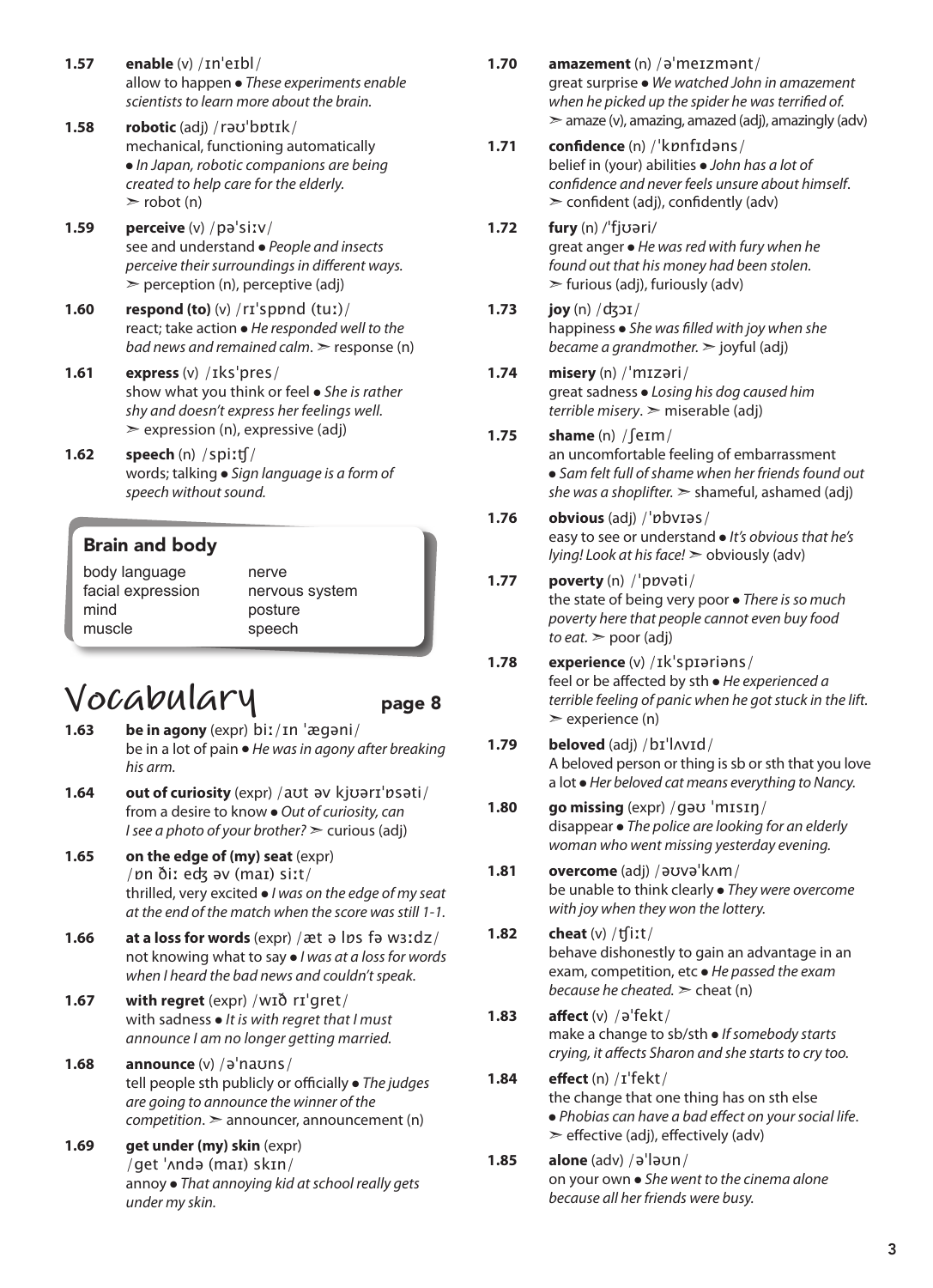**1.57** **enable** (v) /ɪnˈeɪbl/
allow to happen ● *These experiments enable scientists to learn more about the brain.*

**1.58** **robotic** (adj) /rəʊˈbɒtɪk/
mechanical, functioning automatically ● *In Japan, robotic companions are being created to help care for the elderly.*
➢ robot (n)

**1.59** **perceive** (v) /pəˈsiːv/
see and understand ● *People and insects perceive their surroundings in different ways.*
➢ perception (n), perceptive (adj)

**1.60** **respond (to)** (v) /rɪˈspɒnd (tuː)/
react; take action ● *He responded well to the bad news and remained calm*. ➢ response (n)

**1.61** **express** (v) /ɪksˈpres/
show what you think or feel ● *She is rather shy and doesn't express her feelings well.*
➢ expression (n), expressive (adj)

**1.62** **speech** (n) /spiːtʃ/
words; talking ● *Sign language is a form of speech without sound.*

### Brain and body

| | |
|---|---|
| body language | nerve |
| facial expression | nervous system |
| mind | posture |
| muscle | speech |

# Vocabulary page 8

**1.63** **be in agony** (expr) biː/ɪn ˈægəni/
be in a lot of pain ● *He was in agony after breaking his arm.*

**1.64** **out of curiosity** (expr) /aʊt əv kjʊərɪˈɒsəti/
from a desire to know ● *Out of curiosity, can I see a photo of your brother?* ➢ curious (adj)

**1.65** **on the edge of (my) seat** (expr)
/ɒn ðiː edʒ əv (maɪ) siːt/
thrilled, very excited ● *I was on the edge of my seat at the end of the match when the score was still 1-1.*

**1.66** **at a loss for words** (expr) /æt ə lɒs fə wɜːdz/
not knowing what to say ● *I was at a loss for words when I heard the bad news and couldn't speak.*

**1.67** **with regret** (expr) /wɪð rɪˈgret/
with sadness ● *It is with regret that I must announce I am no longer getting married.*

**1.68** **announce** (v) /əˈnaʊns/
tell people sth publicly or officially ● *The judges are going to announce the winner of the competition*. ➢ announcer, announcement (n)

**1.69** **get under (my) skin** (expr)
/get ˈʌndə (maɪ) skɪn/
annoy ● *That annoying kid at school really gets under my skin.*

**1.70** **amazement** (n) /əˈmeɪzmənt/
great surprise ● *We watched John in amazement when he picked up the spider he was terrified of.*
➢ amaze (v), amazing, amazed (adj), amazingly (adv)

**1.71** **confidence** (n) /ˈkɒnfɪdəns/
belief in (your) abilities ● *John has a lot of confidence and never feels unsure about himself*.
➢ confident (adj), confidently (adv)

**1.72** **fury** (n) /ˈfjʊəri/
great anger ● *He was red with fury when he found out that his money had been stolen.*
➢ furious (adj), furiously (adv)

**1.73** **joy** (n) /dʒɔɪ/
happiness ● *She was filled with joy when she became a grandmother.* ➢ joyful (adj)

**1.74** **misery** (n) /ˈmɪzəri/
great sadness ● *Losing his dog caused him terrible misery*. ➢ miserable (adj)

**1.75** **shame** (n) /ʃeɪm/
an uncomfortable feeling of embarrassment ● *Sam felt full of shame when her friends found out she was a shoplifter.* ➢ shameful, ashamed (adj)

**1.76** **obvious** (adj) /ˈɒbvɪəs/
easy to see or understand ● *It's obvious that he's lying! Look at his face!* ➢ obviously (adv)

**1.77** **poverty** (n) /ˈpɒvəti/
the state of being very poor ● *There is so much poverty here that people cannot even buy food to eat.* ➢ poor (adj)

**1.78** **experience** (v) /ɪkˈspɪəriəns/
feel or be affected by sth ● *He experienced a terrible feeling of panic when he got stuck in the lift.*
➢ experience (n)

**1.79** **beloved** (adj) /bɪˈlʌvɪd/
A beloved person or thing is sb or sth that you love a lot ● *Her beloved cat means everything to Nancy.*

**1.80** **go missing** (expr) /gəʊ ˈmɪsɪŋ/
disappear ● *The police are looking for an elderly woman who went missing yesterday evening.*

**1.81** **overcome** (adj) /əʊvəˈkʌm/
be unable to think clearly ● *They were overcome with joy when they won the lottery.*

**1.82** **cheat** (v) /tʃiːt/
behave dishonestly to gain an advantage in an exam, competition, etc ● *He passed the exam because he cheated.* ➢ cheat (n)

**1.83** **affect** (v) /əˈfekt/
make a change to sb/sth ● *If somebody starts crying, it affects Sharon and she starts to cry too.*

**1.84** **effect** (n) /ɪˈfekt/
the change that one thing has on sth else ● *Phobias can have a bad effect on your social life*.
➢ effective (adj), effectively (adv)

**1.85** **alone** (adv) /əˈləʊn/
on your own ● *She went to the cinema alone because all her friends were busy.*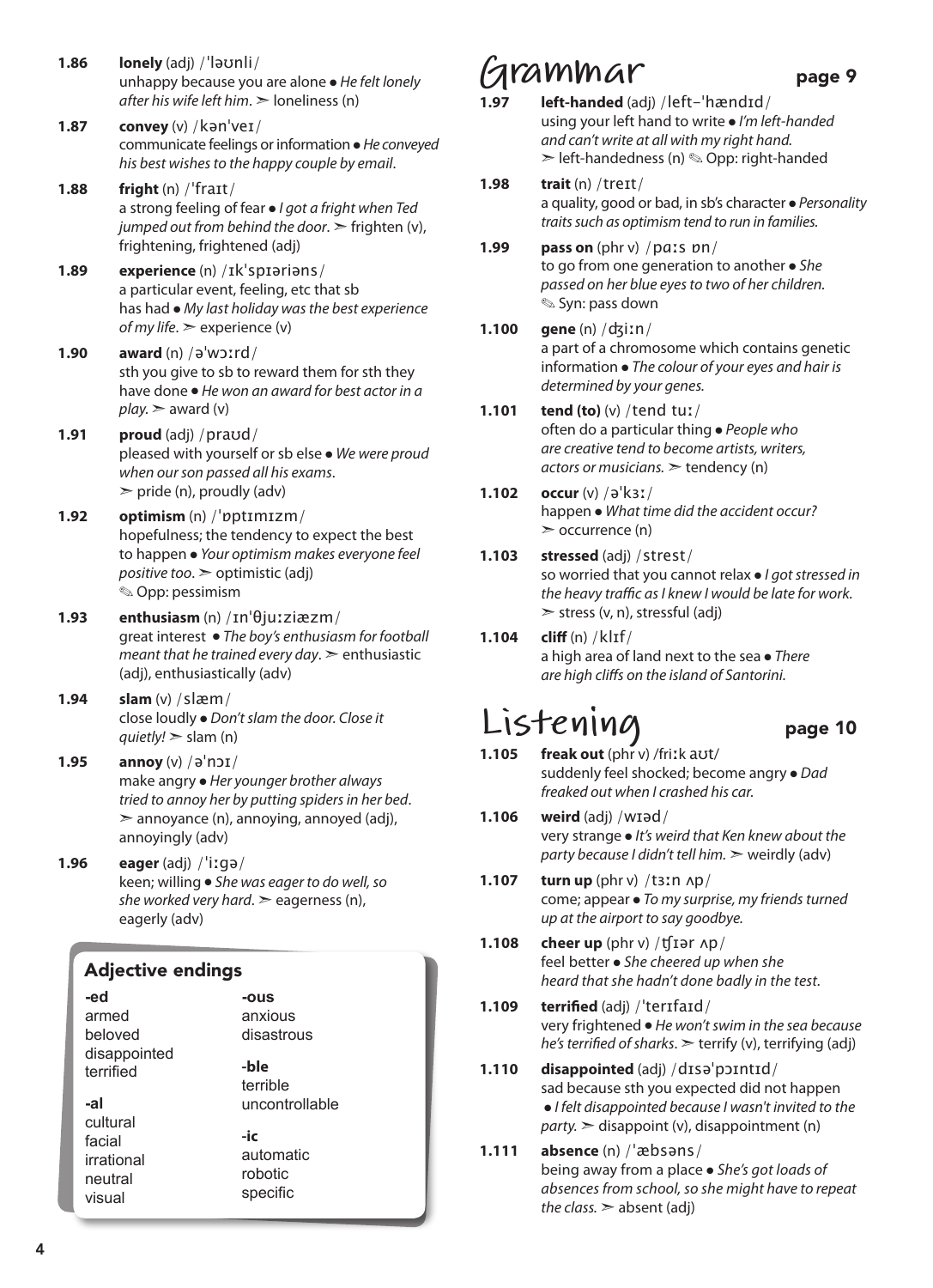**1.86** **lonely** (adj) /ˈləʊnli/
unhappy because you are alone ● *He felt lonely after his wife left him*. ➢ loneliness (n)

**1.87** **convey** (v) /kənˈveɪ/
communicate feelings or information ● *He conveyed his best wishes to the happy couple by email*.

**1.88** **fright** (n) /ˈfraɪt/
a strong feeling of fear ● *I got a fright when Ted jumped out from behind the door*. ➢ frighten (v), frightening, frightened (adj)

**1.89** **experience** (n) /ɪkˈspɪəriəns/
a particular event, feeling, etc that sb has had ● *My last holiday was the best experience of my life*. ➢ experience (v)

**1.90** **award** (n) /əˈwɔːrd/
sth you give to sb to reward them for sth they have done ● *He won an award for best actor in a play*. ➢ award (v)

**1.91** **proud** (adj) /praʊd/
pleased with yourself or sb else ● *We were proud when our son passed all his exams*.
➢ pride (n), proudly (adv)

**1.92** **optimism** (n) /ˈɒptɪmɪzm/
hopefulness; the tendency to expect the best to happen ● *Your optimism makes everyone feel positive too*. ➢ optimistic (adj)
✎ Opp: pessimism

**1.93** **enthusiasm** (n) /ɪnˈθjuːziæzm/
great interest ● *The boy's enthusiasm for football meant that he trained every day*. ➢ enthusiastic (adj), enthusiastically (adv)

**1.94** **slam** (v) /slæm/
close loudly ● *Don't slam the door. Close it quietly!* ➢ slam (n)

**1.95** **annoy** (v) /əˈnɔɪ/
make angry ● *Her younger brother always tried to annoy her by putting spiders in her bed*.
➢ annoyance (n), annoying, annoyed (adj), annoyingly (adv)

**1.96** **eager** (adj) /ˈiːɡə/
keen; willing ● *She was eager to do well, so she worked very hard*. ➢ eagerness (n), eagerly (adv)

### Adjective endings

**-ed**
armed
beloved
disappointed
terrified

**-al**
cultural
facial
irrational
neutral
visual

**-ous**
anxious
disastrous

**-ble**
terrible
uncontrollable

**-ic**
automatic
robotic
specific

## Grammar page 9

**1.97** **left-handed** (adj) /left-ˈhændɪd/
using your left hand to write ● *I'm left-handed and can't write at all with my right hand.*
➢ left-handedness (n) ✎ Opp: right-handed

**1.98** **trait** (n) /treɪt/
a quality, good or bad, in sb's character ● *Personality traits such as optimism tend to run in families.*

**1.99** **pass on** (phr v) /pɑːs ɒn/
to go from one generation to another ● *She passed on her blue eyes to two of her children.*
✎ Syn: pass down

**1.100** **gene** (n) /dʒiːn/
a part of a chromosome which contains genetic information ● *The colour of your eyes and hair is determined by your genes.*

**1.101** **tend (to)** (v) /tend tuː/
often do a particular thing ● *People who are creative tend to become artists, writers, actors or musicians.* ➢ tendency (n)

**1.102** **occur** (v) /əˈkɜː/
happen ● *What time did the accident occur?*
➢ occurrence (n)

**1.103** **stressed** (adj) /strest/
so worried that you cannot relax ● *I got stressed in the heavy traffic as I knew I would be late for work.*
➢ stress (v, n), stressful (adj)

**1.104** **cliff** (n) /klɪf/
a high area of land next to the sea ● *There are high cliffs on the island of Santorini.*

## Listening page 10

**1.105** **freak out** (phr v) /friːk aʊt/
suddenly feel shocked; become angry ● *Dad freaked out when I crashed his car.*

**1.106** **weird** (adj) /wɪəd/
very strange ● *It's weird that Ken knew about the party because I didn't tell him.* ➢ weirdly (adv)

**1.107** **turn up** (phr v) /tɜːn ʌp/
come; appear ● *To my surprise, my friends turned up at the airport to say goodbye.*

**1.108** **cheer up** (phr v) /tʃɪər ʌp/
feel better ● *She cheered up when she heard that she hadn't done badly in the test.*

**1.109** **terrified** (adj) /ˈterɪfaɪd/
very frightened ● *He won't swim in the sea because he's terrified of sharks.* ➢ terrify (v), terrifying (adj)

**1.110** **disappointed** (adj) /dɪsəˈpɔɪntɪd/
sad because sth you expected did not happen
● *I felt disappointed because I wasn't invited to the party.* ➢ disappoint (v), disappointment (n)

**1.111** **absence** (n) /ˈæbsəns/
being away from a place ● *She's got loads of absences from school, so she might have to repeat the class.* ➢ absent (adj)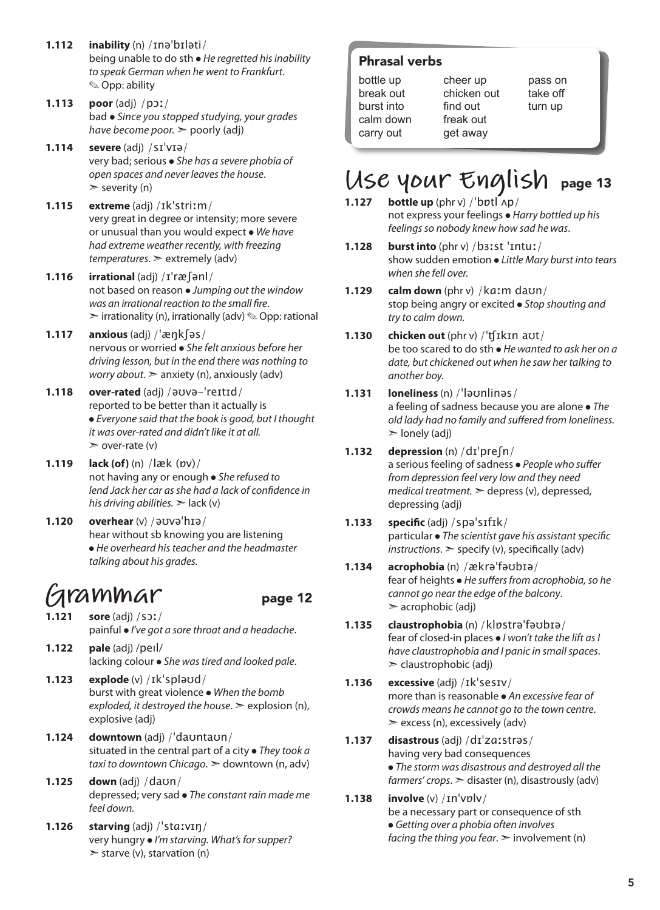**1.112** **inability** (n) /ɪnəˈbɪləti/
being unable to do sth ● *He regretted his inability to speak German when he went to Frankfurt.*
✎ Opp: ability

**1.113** **poor** (adj) /pɔː/
bad ● *Since you stopped studying, your grades have become poor.* ➢ poorly (adj)

**1.114** **severe** (adj) /sɪˈvɪə/
very bad; serious ● *She has a severe phobia of open spaces and never leaves the house.*
➢ severity (n)

**1.115** **extreme** (adj) /ɪkˈstriːm/
very great in degree or intensity; more severe or unusual than you would expect ● *We have had extreme weather recently, with freezing temperatures.* ➢ extremely (adv)

**1.116** **irrational** (adj) /ɪˈræʃənl/
not based on reason ● *Jumping out the window was an irrational reaction to the small fire.*
➢ irrationality (n), irrationally (adv) ✎ Opp: rational

**1.117** **anxious** (adj) /ˈæŋkʃəs/
nervous or worried ● *She felt anxious before her driving lesson, but in the end there was nothing to worry about.* ➢ anxiety (n), anxiously (adv)

**1.118** **over-rated** (adj) /əʊvə-ˈreɪtɪd/
reported to be better than it actually is
● *Everyone said that the book is good, but I thought it was over-rated and didn't like it at all.*
➢ over-rate (v)

**1.119** **lack (of)** (n) /læk (ɒv)/
not having any or enough ● *She refused to lend Jack her car as she had a lack of confidence in his driving abilities.* ➢ lack (v)

**1.120** **overhear** (v) /əʊvəˈhɪə/
hear without sb knowing you are listening
● *He overheard his teacher and the headmaster talking about his grades.*

# Grammar page 12

**1.121** **sore** (adj) /sɔː/
painful ● *I've got a sore throat and a headache.*

**1.122** **pale** (adj) /peɪl/
lacking colour ● *She was tired and looked pale.*

**1.123** **explode** (v) /ɪkˈspləʊd/
burst with great violence ● *When the bomb exploded, it destroyed the house.* ➢ explosion (n), explosive (adj)

**1.124** **downtown** (adj) /ˈdaʊntaʊn/
situated in the central part of a city ● *They took a taxi to downtown Chicago.* ➢ downtown (n, adv)

**1.125** **down** (adj) /daʊn/
depressed; very sad ● *The constant rain made me feel down.*

**1.126** **starving** (adj) /ˈstɑːvɪŋ/
very hungry ● *I'm starving. What's for supper?*
➢ starve (v), starvation (n)

### Phrasal verbs

bottle up
break out
burst into
calm down
carry out
cheer up
chicken out
find out
freak out
get away
pass on
take off
turn up

# Use your English page 13

**1.127** **bottle up** (phr v) /ˈbɒtl ʌp/
not express your feelings ● *Harry bottled up his feelings so nobody knew how sad he was.*

**1.128** **burst into** (phr v) /bɜːst ˈɪntuː/
show sudden emotion ● *Little Mary burst into tears when she fell over.*

**1.129** **calm down** (phr v) /kɑːm daʊn/
stop being angry or excited ● *Stop shouting and try to calm down.*

**1.130** **chicken out** (phr v) /ˈʧɪkɪn aʊt/
be too scared to do sth ● *He wanted to ask her on a date, but chickened out when he saw her talking to another boy.*

**1.131** **loneliness** (n) /ˈləʊnlinəs/
a feeling of sadness because you are alone ● *The old lady had no family and suffered from loneliness.*
➢ lonely (adj)

**1.132** **depression** (n) /dɪˈpreʃn/
a serious feeling of sadness ● *People who suffer from depression feel very low and they need medical treatment.* ➢ depress (v), depressed, depressing (adj)

**1.133** **specific** (adj) /spəˈsɪfɪk/
particular ● *The scientist gave his assistant specific instructions.* ➢ specify (v), specifically (adv)

**1.134** **acrophobia** (n) /ækrəˈfəʊbɪə/
fear of heights ● *He suffers from acrophobia, so he cannot go near the edge of the balcony.*
➢ acrophobic (adj)

**1.135** **claustrophobia** (n) /klɒstrəˈfəʊbɪə/
fear of closed-in places ● *I won't take the lift as I have claustrophobia and I panic in small spaces.*
➢ claustrophobic (adj)

**1.136** **excessive** (adj) /ɪkˈsesɪv/
more than is reasonable ● *An excessive fear of crowds means he cannot go to the town centre.*
➢ excess (n), excessively (adv)

**1.137** **disastrous** (adj) /dɪˈzɑːstrəs/
having very bad consequences
● *The storm was disastrous and destroyed all the farmers' crops.* ➢ disaster (n), disastrously (adv)

**1.138** **involve** (v) /ɪnˈvɒlv/
be a necessary part or consequence of sth
● *Getting over a phobia often involves facing the thing you fear.* ➢ involvement (n)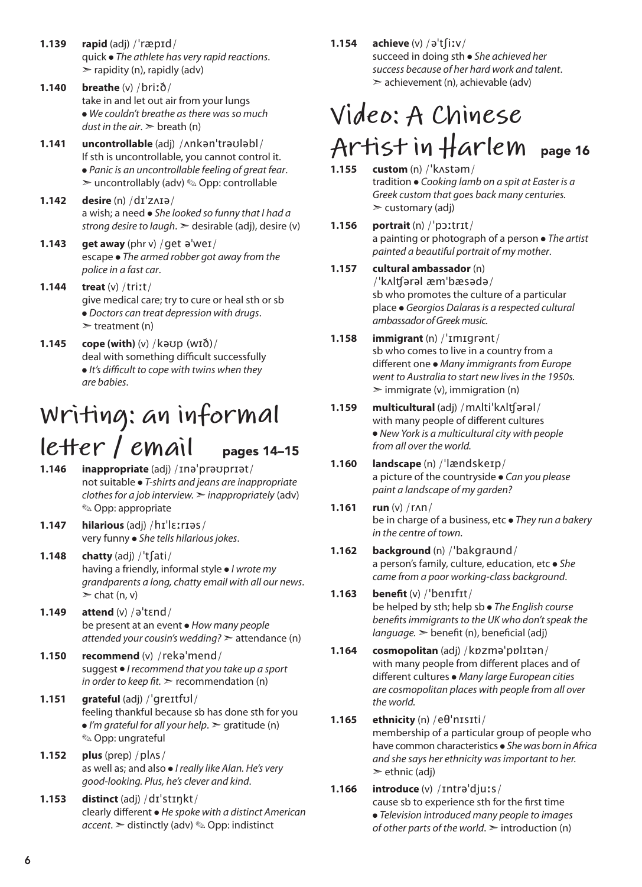**1.139** **rapid** (adj) /ˈræpɪd/
quick ● *The athlete has very rapid reactions*.
➣ rapidity (n), rapidly (adv)

**1.140** **breathe** (v) /briːð/
take in and let out air from your lungs
● *We couldn't breathe as there was so much dust in the air*. ➣ breath (n)

**1.141** **uncontrollable** (adj) /ʌnkənˈtrəʊləbl/
If sth is uncontrollable, you cannot control it.
● *Panic is an uncontrollable feeling of great fear*.
➣ uncontrollably (adv) ✎ Opp: controllable

**1.142** **desire** (n) /dɪˈzʌɪə/
a wish; a need ● *She looked so funny that I had a strong desire to laugh*. ➣ desirable (adj), desire (v)

**1.143** **get away** (phr v) /get əˈweɪ/
escape ● *The armed robber got away from the police in a fast car*.

**1.144** **treat** (v) /triːt/
give medical care; try to cure or heal sth or sb
● *Doctors can treat depression with drugs*.
➣ treatment (n)

**1.145** **cope (with)** (v) /kəʊp (wɪð)/
deal with something difficult successfully
● *It's difficult to cope with twins when they are babies*.

## Writing: an informal letter / email pages 14–15

**1.146** **inappropriate** (adj) /ɪnəˈprəʊprɪət/
not suitable ● *T-shirts and jeans are inappropriate clothes for a job interview*. ➣ *inappropriately* (adv)
✎ Opp: appropriate

**1.147** **hilarious** (adj) /hɪˈlɛːrɪəs/
very funny ● *She tells hilarious jokes*.

**1.148** **chatty** (adj) /ˈtʃati/
having a friendly, informal style ● *I wrote my grandparents a long, chatty email with all our news*.
➣ chat (n, v)

**1.149** **attend** (v) /əˈtɛnd/
be present at an event ● *How many people attended your cousin's wedding?* ➣ attendance (n)

**1.150** **recommend** (v) /rekəˈmend/
suggest ● *I recommend that you take up a sport in order to keep fit*. ➣ recommendation (n)

**1.151** **grateful** (adj) /ˈgreɪtfʊl/
feeling thankful because sb has done sth for you
● *I'm grateful for all your help*. ➣ gratitude (n)
✎ Opp: ungrateful

**1.152** **plus** (prep) /plʌs/
as well as; and also ● *I really like Alan. He's very good-looking. Plus, he's clever and kind*.

**1.153** **distinct** (adj) /dɪˈstɪŋkt/
clearly different ● *He spoke with a distinct American accent*. ➣ distinctly (adv) ✎ Opp: indistinct

**1.154** **achieve** (v) /əˈtʃiːv/
succeed in doing sth ● *She achieved her success because of her hard work and talent*.
➣ achievement (n), achievable (adv)

## Video: A Chinese Artist in Harlem page 16

**1.155** **custom** (n) /ˈkʌstəm/
tradition ● *Cooking lamb on a spit at Easter is a Greek custom that goes back many centuries.*
➣ customary (adj)

**1.156** **portrait** (n) /ˈpɔːtrɪt/
a painting or photograph of a person ● *The artist painted a beautiful portrait of my mother*.

**1.157** **cultural ambassador** (n)
/ˈkʌltʃərəl æmˈbæsədə/
sb who promotes the culture of a particular place ● *Georgios Dalaras is a respected cultural ambassador of Greek music.*

**1.158** **immigrant** (n) /ˈɪmɪgrənt/
sb who comes to live in a country from a different one ● *Many immigrants from Europe went to Australia to start new lives in the 1950s.*
➣ immigrate (v), immigration (n)

**1.159** **multicultural** (adj) /mʌltiˈkʌltʃərəl/
with many people of different cultures
● *New York is a multicultural city with people from all over the world.*

**1.160** **landscape** (n) /ˈlændskeɪp/
a picture of the countryside ● *Can you please paint a landscape of my garden?*

**1.161** **run** (v) /rʌn/
be in charge of a business, etc ● *They run a bakery in the centre of town*.

**1.162** **background** (n) /ˈbakgraʊnd/
a person's family, culture, education, etc ● *She came from a poor working-class background*.

**1.163** **benefit** (v) /ˈbenɪfɪt/
be helped by sth; help sb ● *The English course benefits immigrants to the UK who don't speak the language.* ➣ benefit (n), beneficial (adj)

**1.164** **cosmopolitan** (adj) /kɒzməˈpɒlɪtən/
with many people from different places and of different cultures ● *Many large European cities are cosmopolitan places with people from all over the world.*

**1.165** **ethnicity** (n) /eθˈnɪsɪti/
membership of a particular group of people who have common characteristics ● *She was born in Africa and she says her ethnicity was important to her.*
➣ ethnic (adj)

**1.166** **introduce** (v) /ɪntrəˈdjuːs/
cause sb to experience sth for the first time
● *Television introduced many people to images of other parts of the world*. ➣ introduction (n)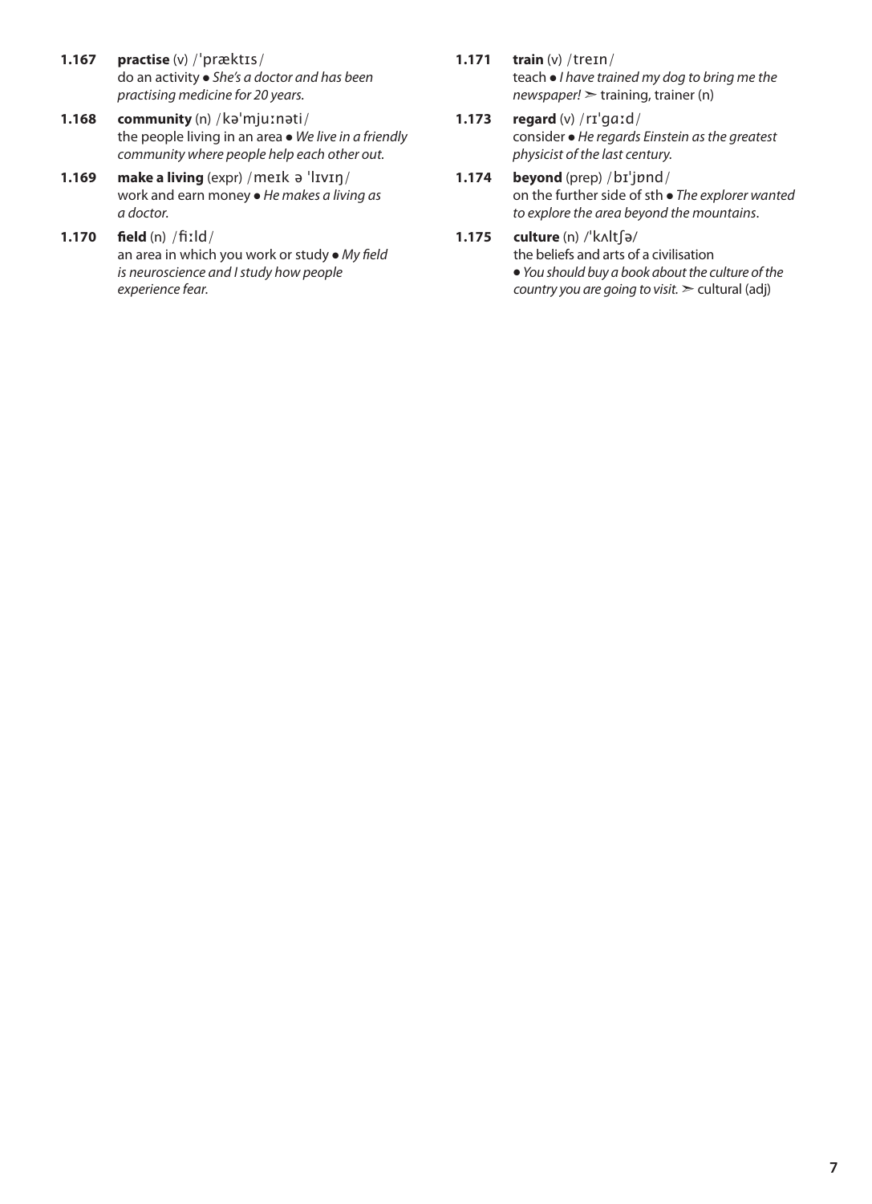**1.167** **practise** (v) /ˈpræktɪs/
do an activity ● *She's a doctor and has been practising medicine for 20 years.*

**1.168** **community** (n) /kəˈmjuːnəti/
the people living in an area ● *We live in a friendly community where people help each other out.*

**1.169** **make a living** (expr) /meɪk ə ˈlɪvɪŋ/
work and earn money ● *He makes a living as a doctor.*

**1.170** **field** (n) /fiːld/
an area in which you work or study ● *My field is neuroscience and I study how people experience fear.*

**1.171** **train** (v) /treɪn/
teach ● *I have trained my dog to bring me the newspaper!* ➢ training, trainer (n)

**1.173** **regard** (v) /rɪˈɡɑːd/
consider ● *He regards Einstein as the greatest physicist of the last century.*

**1.174** **beyond** (prep) /bɪˈjɒnd/
on the further side of sth ● *The explorer wanted to explore the area beyond the mountains*.

**1.175** **culture** (n) /ˈkʌltʃə/
the beliefs and arts of a civilisation
● *You should buy a book about the culture of the country you are going to visit.* ➢ cultural (adj)